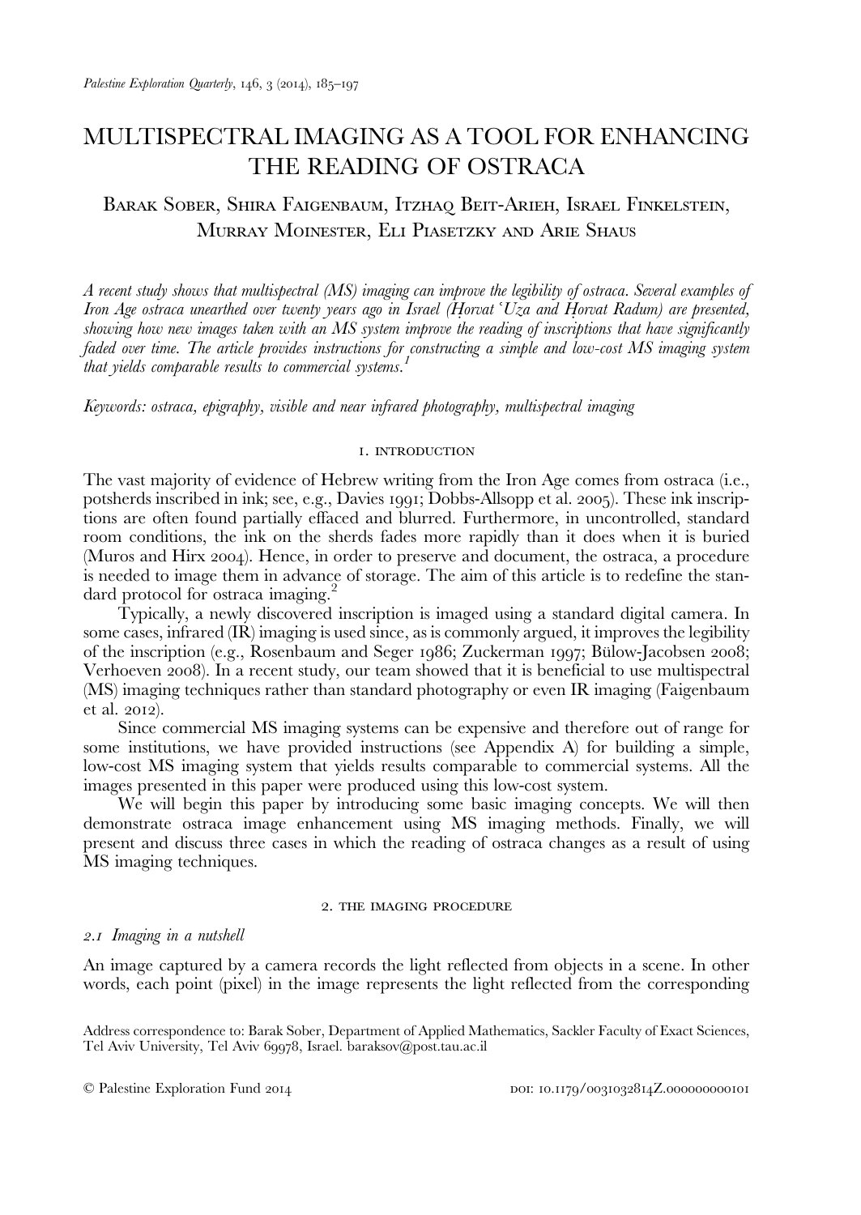# MULTISPECTRAL IMAGING AS A TOOL FOR ENHANCING THE READING OF OSTRACA

Barak Sober, Shira Faigenbaum, Itzhaq Beit-Arieh, Israel Finkelstein, Murray Moinester, Eli Piasetzky and Arie Shaus

*A recent study shows that multispectral (MS) imaging can improve the legibility of ostraca. Several examples of Iron Age ostraca unearthed over twenty years ago in Israel (Ḥorvat ʿUza and Ḥorvat Radum) are presented, showing how new images taken with an MS system improve the reading of inscriptions that have significantly faded over time. The article provides instructions for constructing a simple and low-cost MS imaging system that yields comparable results to commercial systems.*[1]

*Keywords: ostraca, epigraphy, visible and near infrared photography, multispectral imaging*

## 1. Introduction

The vast majority of evidence of Hebrew writing from the Iron Age comes from ostraca (i.e., potsherds inscribed in ink; see, e.g., Davies 1991; Dobbs-Allsopp et al. 2005). These ink inscriptions are often found partially effaced and blurred. Furthermore, in uncontrolled, standard room conditions, the ink on the sherds fades more rapidly than it does when it is buried (Muros and Hirx 2004). Hence, in order to preserve and document, the ostraca, a procedure is needed to image them in advance of storage. The aim of this article is to redefine the standard protocol for ostraca imaging.[2]

Typically, a newly discovered inscription is imaged using a standard digital camera. In some cases, infrared (IR) imaging is used since, as is commonly argued, it improves the legibility of the inscription (e.g., Rosenbaum and Seger 1986; Zuckerman 1997; Bülow-Jacobsen 2008; Verhoeven 2008). In a recent study, our team showed that it is beneficial to use multispectral (MS) imaging techniques rather than standard photography or even IR imaging (Faigenbaum et al. 2012).

Since commercial MS imaging systems can be expensive and therefore out of range for some institutions, we have provided instructions (see Appendix A) for building a simple, low-cost MS imaging system that yields results comparable to commercial systems. All the images presented in this paper were produced using this low-cost system.

We will begin this paper by introducing some basic imaging concepts. We will then demonstrate ostraca image enhancement using MS imaging methods. Finally, we will present and discuss three cases in which the reading of ostraca changes as a result of using MS imaging techniques.

## 2. The imaging procedure

### 2.1 Imaging in a nutshell

An image captured by a camera records the light reflected from objects in a scene. In other words, each point (pixel) in the image represents the light reflected from the corresponding

Address correspondence to: Barak Sober, Department of Applied Mathematics, Sackler Faculty of Exact Sciences, Tel Aviv University, Tel Aviv 69978, Israel. baraksov@post.tau.ac.il

© Palestine Exploration Fund 2014 DOI: 10.1179/0031032814Z.000000000101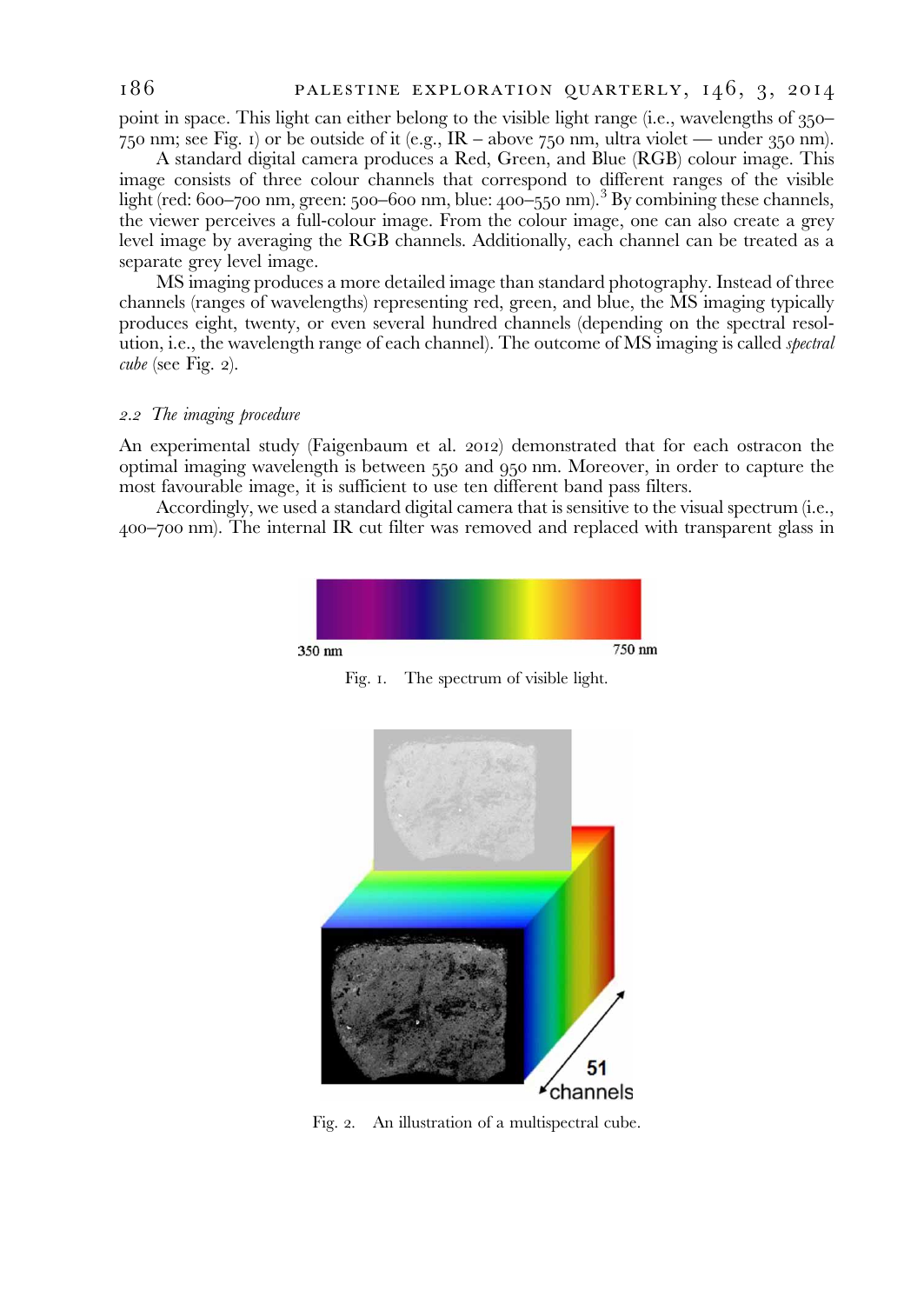point in space. This light can either belong to the visible light range (i.e., wavelengths of 350–750 nm; see Fig. 1) or be outside of it (e.g., IR – above 750 nm, ultra violet — under 350 nm).

A standard digital camera produces a Red, Green, and Blue (RGB) colour image. This image consists of three colour channels that correspond to different ranges of the visible light (red: 600–700 nm, green: 500–600 nm, blue: 400–550 nm).[3] By combining these channels, the viewer perceives a full-colour image. From the colour image, one can also create a grey level image by averaging the RGB channels. Additionally, each channel can be treated as a separate grey level image.

MS imaging produces a more detailed image than standard photography. Instead of three channels (ranges of wavelengths) representing red, green, and blue, the MS imaging typically produces eight, twenty, or even several hundred channels (depending on the spectral resolution, i.e., the wavelength range of each channel). The outcome of MS imaging is called *spectral cube* (see Fig. 2).

### *2.2 The imaging procedure*

An experimental study (Faigenbaum et al. 2012) demonstrated that for each ostracon the optimal imaging wavelength is between 550 and 950 nm. Moreover, in order to capture the most favourable image, it is sufficient to use ten different band pass filters.

Accordingly, we used a standard digital camera that is sensitive to the visual spectrum (i.e., 400–700 nm). The internal IR cut filter was removed and replaced with transparent glass in

Fig. 1. The spectrum of visible light.

Fig. 2. An illustration of a multispectral cube.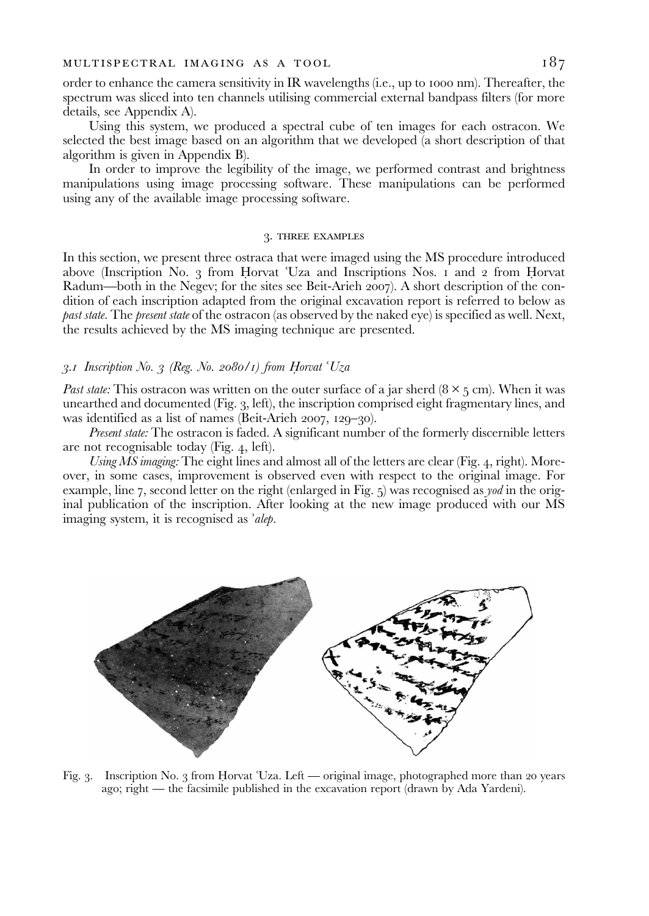order to enhance the camera sensitivity in IR wavelengths (i.e., up to 1000 nm). Thereafter, the spectrum was sliced into ten channels utilising commercial external bandpass filters (for more details, see Appendix A).

Using this system, we produced a spectral cube of ten images for each ostracon. We selected the best image based on an algorithm that we developed (a short description of that algorithm is given in Appendix B).

In order to improve the legibility of the image, we performed contrast and brightness manipulations using image processing software. These manipulations can be performed using any of the available image processing software.

## 3. THREE EXAMPLES

In this section, we present three ostraca that were imaged using the MS procedure introduced above (Inscription No. 3 from Ḥorvat ʿUza and Inscriptions Nos. 1 and 2 from Ḥorvat Radum—both in the Negev; for the sites see Beit-Arieh 2007). A short description of the condition of each inscription adapted from the original excavation report is referred to below as *past state*. The *present state* of the ostracon (as observed by the naked eye) is specified as well. Next, the results achieved by the MS imaging technique are presented.

### *3.1 Inscription No. 3 (Reg. No. 2080/1) from Ḥorvat ʿUza*

*Past state:* This ostracon was written on the outer surface of a jar sherd (8 × 5 cm). When it was unearthed and documented (Fig. 3, left), the inscription comprised eight fragmentary lines, and was identified as a list of names (Beit-Arieh 2007, 129–30).

*Present state:* The ostracon is faded. A significant number of the formerly discernible letters are not recognisable today (Fig. 4, left).

*Using MS imaging:* The eight lines and almost all of the letters are clear (Fig. 4, right). Moreover, in some cases, improvement is observed even with respect to the original image. For example, line 7, second letter on the right (enlarged in Fig. 5) was recognised as *yod* in the original publication of the inscription. After looking at the new image produced with our MS imaging system, it is recognised as *ʾalep*.

Fig. 3. Inscription No. 3 from Ḥorvat ʿUza. Left — original image, photographed more than 20 years ago; right — the facsimile published in the excavation report (drawn by Ada Yardeni).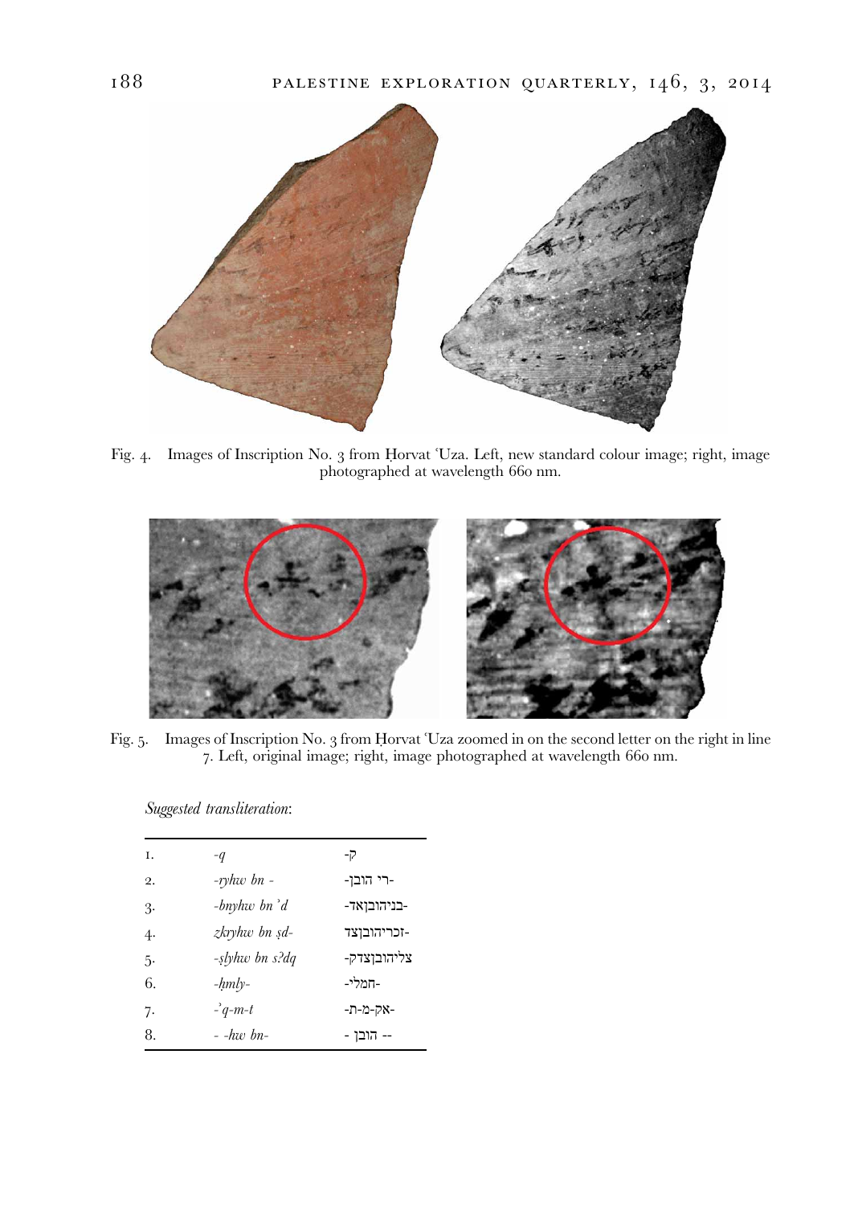Fig. 4. Images of Inscription No. 3 from Ḥorvat ʿUza. Left, new standard colour image; right, image photographed at wavelength 660 nm.

Fig. 5. Images of Inscription No. 3 from Ḥorvat ʿUza zoomed in on the second letter on the right in line 7. Left, original image; right, image photographed at wavelength 660 nm.

*Suggested transliteration*:

| | | |
|---|---|---|
| 1. | *-q* | ק- |
| 2. | *-ryhw bn -* | -רי הובן- |
| 3. | *-bnyhw bnʾd* | -בניהובןאד- |
| 4. | *zkryhw bn ṣd-* | -זכריהובןצד |
| 5. | *-ṣlyhw bn s?dq* | צליהובןצדק- |
| 6. | *-ḥmly-* | -חמלי- |
| 7. | *-ʾq-m-t* | -אק-מ-ת- |
| 8. | *- -hw bn-* | -- הובן - |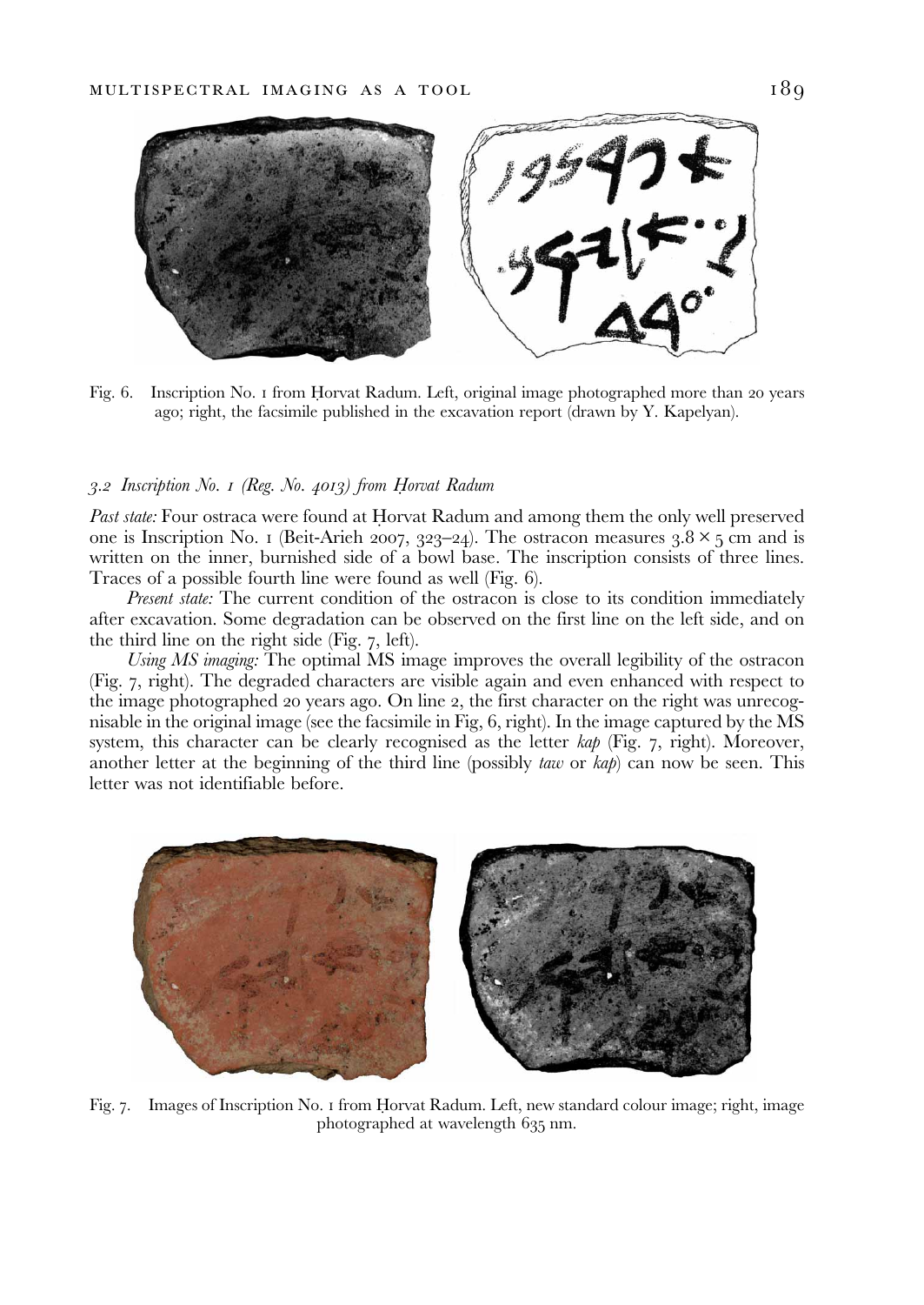Fig. 6. Inscription No. 1 from Ḥorvat Radum. Left, original image photographed more than 20 years ago; right, the facsimile published in the excavation report (drawn by Y. Kapelyan).

### *3.2 Inscription No. 1 (Reg. No. 4013) from Ḥorvat Radum*

*Past state:* Four ostraca were found at Ḥorvat Radum and among them the only well preserved one is Inscription No. 1 (Beit-Arieh 2007, 323–24). The ostracon measures $3.8 \times 5$ cm and is written on the inner, burnished side of a bowl base. The inscription consists of three lines. Traces of a possible fourth line were found as well (Fig. 6).

*Present state:* The current condition of the ostracon is close to its condition immediately after excavation. Some degradation can be observed on the first line on the left side, and on the third line on the right side (Fig. 7, left).

*Using MS imaging:* The optimal MS image improves the overall legibility of the ostracon (Fig. 7, right). The degraded characters are visible again and even enhanced with respect to the image photographed 20 years ago. On line 2, the first character on the right was unrecognisable in the original image (see the facsimile in Fig, 6, right). In the image captured by the MS system, this character can be clearly recognised as the letter *kap* (Fig. 7, right). Moreover, another letter at the beginning of the third line (possibly *taw* or *kap*) can now be seen. This letter was not identifiable before.

Fig. 7. Images of Inscription No. 1 from Ḥorvat Radum. Left, new standard colour image; right, image photographed at wavelength 635 nm.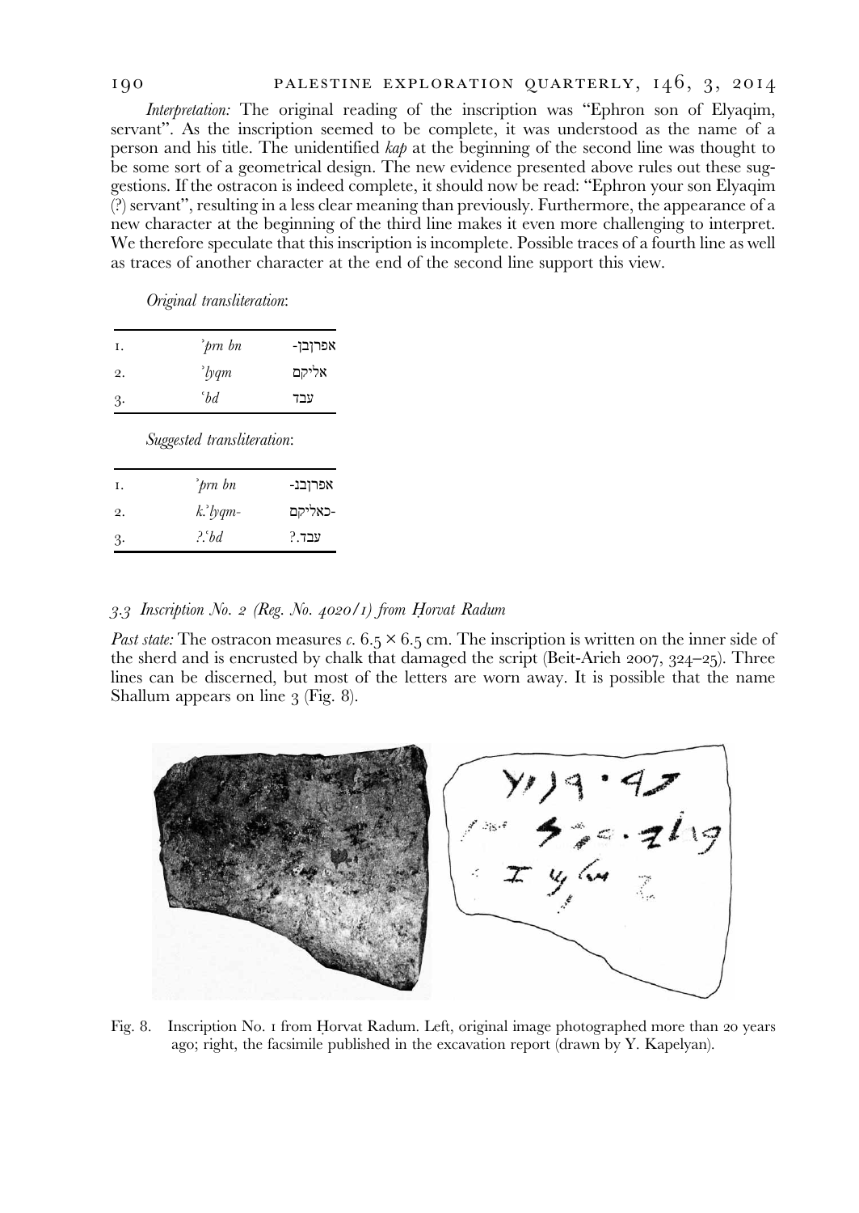*Interpretation:* The original reading of the inscription was "Ephron son of Elyaqim, servant". As the inscription seemed to be complete, it was understood as the name of a person and his title. The unidentified *kap* at the beginning of the second line was thought to be some sort of a geometrical design. The new evidence presented above rules out these suggestions. If the ostracon is indeed complete, it should now be read: "Ephron your son Elyaqim (?) servant", resulting in a less clear meaning than previously. Furthermore, the appearance of a new character at the beginning of the third line makes it even more challenging to interpret. We therefore speculate that this inscription is incomplete. Possible traces of a fourth line as well as traces of another character at the end of the second line support this view.

*Original transliteration*:

| | | |
|---|---|---|
| 1. | *ʾprn bn* | אפרןבן- |
| 2. | *ʾlyqm* | אליקם |
| 3. | *ʿbd* | עבד |

*Suggested transliteration*:

| | | |
|---|---|---|
| 1. | *ʾprn bn* | אפרןבנ- |
| 2. | *k.ʾlyqm-* | -כאליקם |
| 3. | *?.ʿbd* | ?.עבד |

### 3.3 *Inscription No. 2 (Reg. No. 4020/1) from Ḥorvat Radum*

*Past state:* The ostracon measures *c.* 6.5 × 6.5 cm. The inscription is written on the inner side of the sherd and is encrusted by chalk that damaged the script (Beit-Arieh 2007, 324–25). Three lines can be discerned, but most of the letters are worn away. It is possible that the name Shallum appears on line 3 (Fig. 8).

Fig. 8. Inscription No. 1 from Ḥorvat Radum. Left, original image photographed more than 20 years ago; right, the facsimile published in the excavation report (drawn by Y. Kapelyan).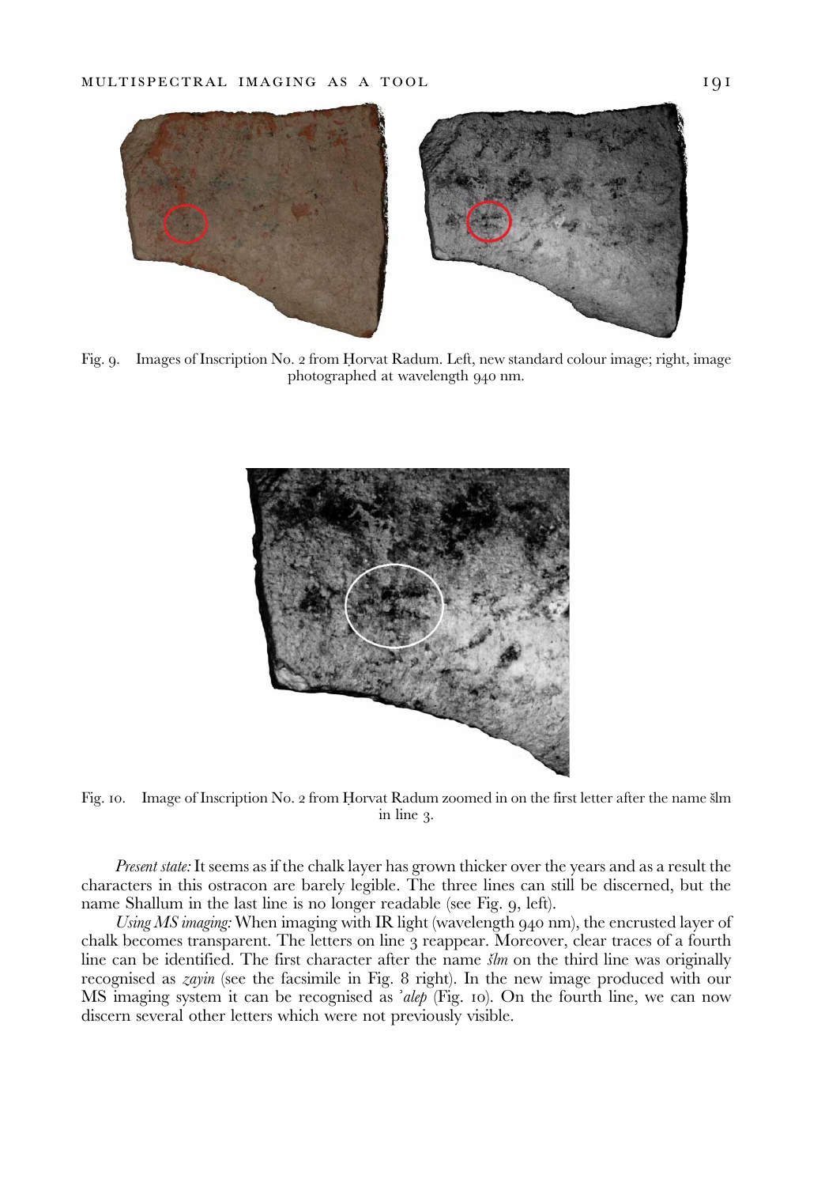Fig. 9. Images of Inscription No. 2 from Ḥorvat Radum. Left, new standard colour image; right, image photographed at wavelength 940 nm.

Fig. 10. Image of Inscription No. 2 from Ḥorvat Radum zoomed in on the first letter after the name šlm in line 3.

*Present state:* It seems as if the chalk layer has grown thicker over the years and as a result the characters in this ostracon are barely legible. The three lines can still be discerned, but the name Shallum in the last line is no longer readable (see Fig. 9, left).

*Using MS imaging:* When imaging with IR light (wavelength 940 nm), the encrusted layer of chalk becomes transparent. The letters on line 3 reappear. Moreover, clear traces of a fourth line can be identified. The first character after the name *šlm* on the third line was originally recognised as *zayin* (see the facsimile in Fig. 8 right). In the new image produced with our MS imaging system it can be recognised as *ʾalep̄* (Fig. 10). On the fourth line, we can now discern several other letters which were not previously visible.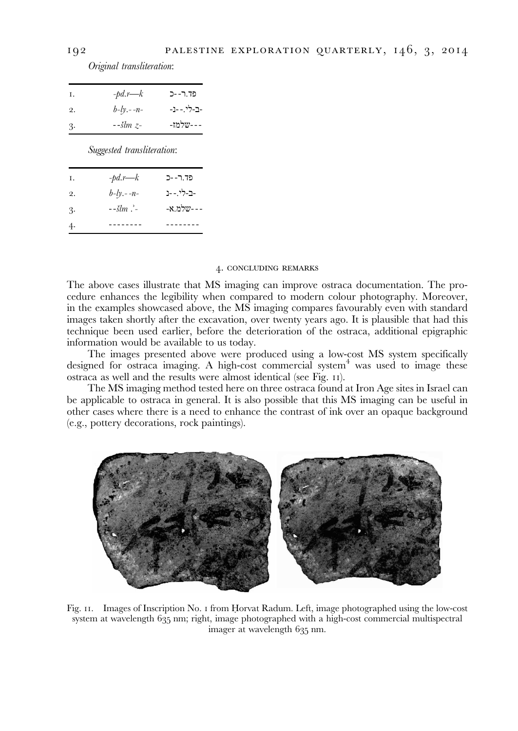*Original transliteration*:

| | | |
|---|---|---|
| 1. | *-pd.r—k* | פד.ר--כ |
| 2. | *b-ly.--n-* | -ב-לי.--נ- |
| 3. | *--šlm z-* | ---שלמז- |

*Suggested transliteration*:

| | | |
|---|---|---|
| 1. | *-pd.r—k* | פד.ר--כ |
| 2. | *b-ly.--n-* | -ב-לי.--נ |
| 3. | *--šlm .'-* | ---שלמ.א- |
| 4. | -------- | -------- |

## 4. CONCLUDING REMARKS

The above cases illustrate that MS imaging can improve ostraca documentation. The procedure enhances the legibility when compared to modern colour photography. Moreover, in the examples showcased above, the MS imaging compares favourably even with standard images taken shortly after the excavation, over twenty years ago. It is plausible that had this technique been used earlier, before the deterioration of the ostraca, additional epigraphic information would be available to us today.

The images presented above were produced using a low-cost MS system specifically designed for ostraca imaging. A high-cost commercial system[4] was used to image these ostraca as well and the results were almost identical (see Fig. 11).

The MS imaging method tested here on three ostraca found at Iron Age sites in Israel can be applicable to ostraca in general. It is also possible that this MS imaging can be useful in other cases where there is a need to enhance the contrast of ink over an opaque background (e.g., pottery decorations, rock paintings).

Fig. 11. Images of Inscription No. 1 from Ḥorvat Radum. Left, image photographed using the low-cost system at wavelength 635 nm; right, image photographed with a high-cost commercial multispectral imager at wavelength 635 nm.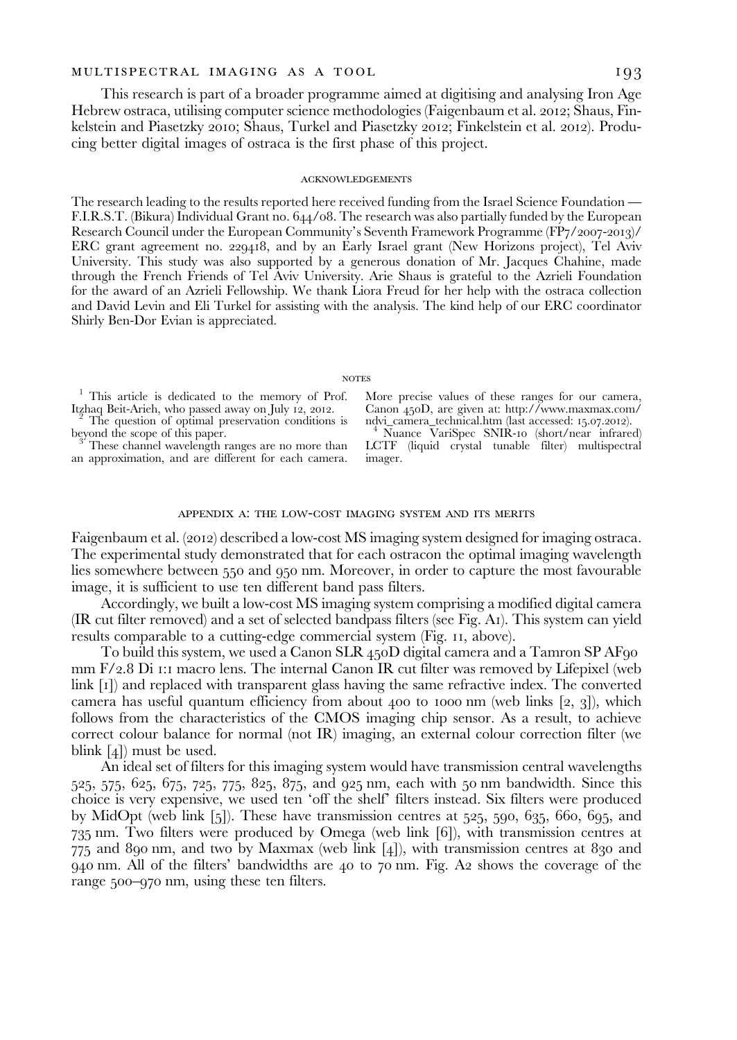This research is part of a broader programme aimed at digitising and analysing Iron Age Hebrew ostraca, utilising computer science methodologies (Faigenbaum et al. 2012; Shaus, Finkelstein and Piasetzky 2010; Shaus, Turkel and Piasetzky 2012; Finkelstein et al. 2012). Producing better digital images of ostraca is the first phase of this project.

## ACKNOWLEDGEMENTS

The research leading to the results reported here received funding from the Israel Science Foundation — F.I.R.S.T. (Bikura) Individual Grant no. 644/08. The research was also partially funded by the European Research Council under the European Community's Seventh Framework Programme (FP7/2007-2013)/ ERC grant agreement no. 229418, and by an Early Israel grant (New Horizons project), Tel Aviv University. This study was also supported by a generous donation of Mr. Jacques Chahine, made through the French Friends of Tel Aviv University. Arie Shaus is grateful to the Azrieli Foundation for the award of an Azrieli Fellowship. We thank Liora Freud for her help with the ostraca collection and David Levin and Eli Turkel for assisting with the analysis. The kind help of our ERC coordinator Shirly Ben-Dor Evian is appreciated.

## NOTES

[1] This article is dedicated to the memory of Prof. Itzhaq Beit-Arieh, who passed away on July 12, 2012.

[2] The question of optimal preservation conditions is beyond the scope of this paper.

[3] These channel wavelength ranges are no more than an approximation, and are different for each camera. More precise values of these ranges for our camera, Canon 450D, are given at: http://www.maxmax.com/ndvi_camera_technical.htm (last accessed: 15.07.2012).

[4] Nuance VariSpec SNIR-10 (short/near infrared) LCTF (liquid crystal tunable filter) multispectral imager.

## APPENDIX A: THE LOW-COST IMAGING SYSTEM AND ITS MERITS

Faigenbaum et al. (2012) described a low-cost MS imaging system designed for imaging ostraca. The experimental study demonstrated that for each ostracon the optimal imaging wavelength lies somewhere between 550 and 950 nm. Moreover, in order to capture the most favourable image, it is sufficient to use ten different band pass filters.

Accordingly, we built a low-cost MS imaging system comprising a modified digital camera (IR cut filter removed) and a set of selected bandpass filters (see Fig. A1). This system can yield results comparable to a cutting-edge commercial system (Fig. 11, above).

To build this system, we used a Canon SLR 450D digital camera and a Tamron SP AF90 mm F/2.8 Di 1:1 macro lens. The internal Canon IR cut filter was removed by Lifepixel (web link [1]) and replaced with transparent glass having the same refractive index. The converted camera has useful quantum efficiency from about 400 to 1000 nm (web links [2, 3]), which follows from the characteristics of the CMOS imaging chip sensor. As a result, to achieve correct colour balance for normal (not IR) imaging, an external colour correction filter (we blink [4]) must be used.

An ideal set of filters for this imaging system would have transmission central wavelengths 525, 575, 625, 675, 725, 775, 825, 875, and 925 nm, each with 50 nm bandwidth. Since this choice is very expensive, we used ten 'off the shelf' filters instead. Six filters were produced by MidOpt (web link [5]). These have transmission centres at 525, 590, 635, 660, 695, and 735 nm. Two filters were produced by Omega (web link [6]), with transmission centres at 775 and 890 nm, and two by Maxmax (web link [4]), with transmission centres at 830 and 940 nm. All of the filters' bandwidths are 40 to 70 nm. Fig. A2 shows the coverage of the range 500–970 nm, using these ten filters.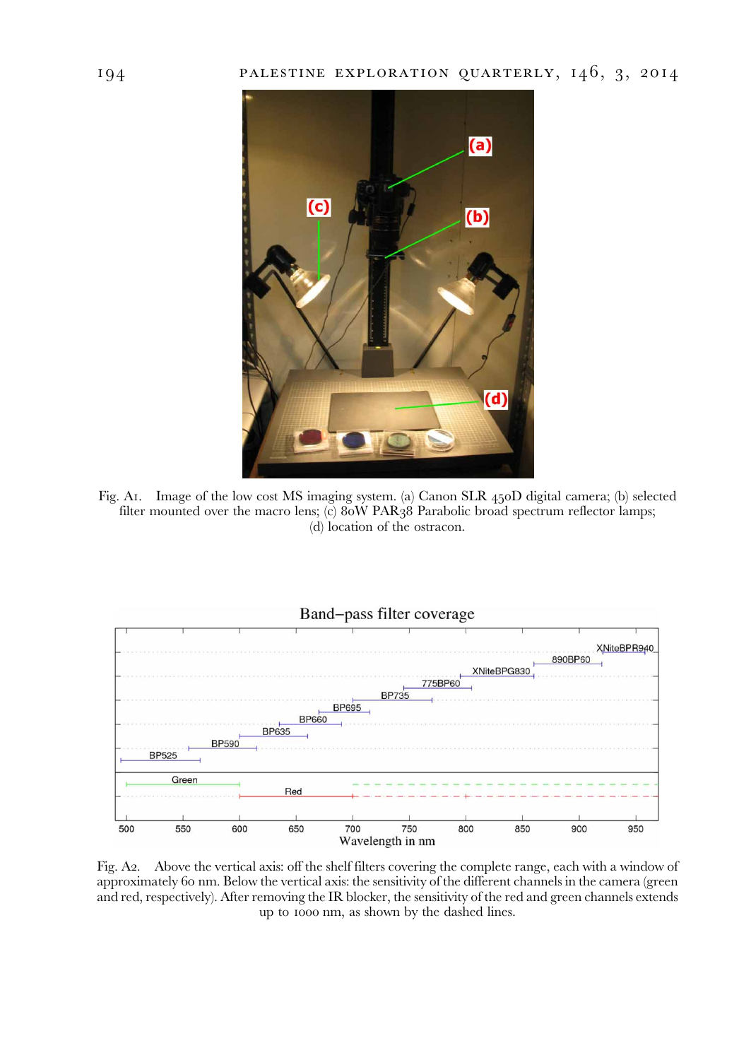Fig. A1. Image of the low cost MS imaging system. (a) Canon SLR 450D digital camera; (b) selected filter mounted over the macro lens; (c) 80W PAR38 Parabolic broad spectrum reflector lamps; (d) location of the ostracon.

Fig. A2. Above the vertical axis: off the shelf filters covering the complete range, each with a window of approximately 60 nm. Below the vertical axis: the sensitivity of the different channels in the camera (green and red, respectively). After removing the IR blocker, the sensitivity of the red and green channels extends up to 1000 nm, as shown by the dashed lines.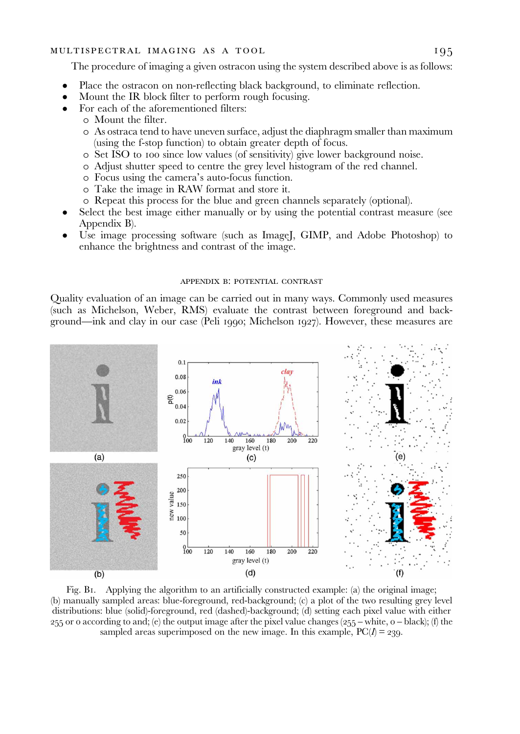The procedure of imaging a given ostracon using the system described above is as follows:

- Place the ostracon on non-reflecting black background, to eliminate reflection.
- Mount the IR block filter to perform rough focusing.
- For each of the aforementioned filters:
  - Mount the filter.
  - As ostraca tend to have uneven surface, adjust the diaphragm smaller than maximum (using the f-stop function) to obtain greater depth of focus.
  - Set ISO to 100 since low values (of sensitivity) give lower background noise.
  - Adjust shutter speed to centre the grey level histogram of the red channel.
  - Focus using the camera's auto-focus function.
  - Take the image in RAW format and store it.
  - Repeat this process for the blue and green channels separately (optional).
- Select the best image either manually or by using the potential contrast measure (see Appendix B).
- Use image processing software (such as ImageJ, GIMP, and Adobe Photoshop) to enhance the brightness and contrast of the image.

## APPENDIX B: POTENTIAL CONTRAST

Quality evaluation of an image can be carried out in many ways. Commonly used measures (such as Michelson, Weber, RMS) evaluate the contrast between foreground and background—ink and clay in our case (Peli 1990; Michelson 1927). However, these measures are

Fig. B1. Applying the algorithm to an artificially constructed example: (a) the original image; (b) manually sampled areas: blue-foreground, red-background; (c) a plot of the two resulting grey level distributions: blue (solid)-foreground, red (dashed)-background; (d) setting each pixel value with either 255 or 0 according to and; (e) the output image after the pixel value changes (255 – white, 0 – black); (f) the sampled areas superimposed on the new image. In this example, $PC(I) = 239$.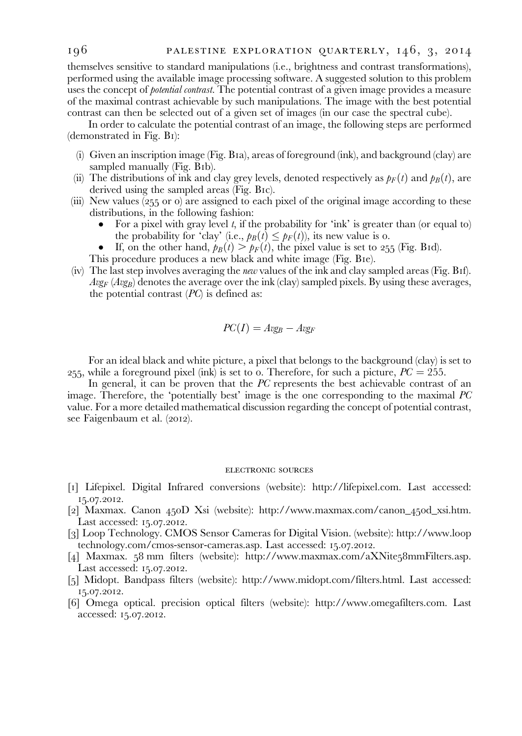themselves sensitive to standard manipulations (i.e., brightness and contrast transformations), performed using the available image processing software. A suggested solution to this problem uses the concept of *potential contrast*. The potential contrast of a given image provides a measure of the maximal contrast achievable by such manipulations. The image with the best potential contrast can then be selected out of a given set of images (in our case the spectral cube).

In order to calculate the potential contrast of an image, the following steps are performed (demonstrated in Fig. B1):

(i) Given an inscription image (Fig. B1a), areas of foreground (ink), and background (clay) are sampled manually (Fig. B1b).

(ii) The distributions of ink and clay grey levels, denoted respectively as $p_F(t)$ and $p_B(t)$, are derived using the sampled areas (Fig. B1c).

(iii) New values (255 or 0) are assigned to each pixel of the original image according to these distributions, in the following fashion:

- For a pixel with gray level $t$, if the probability for 'ink' is greater than (or equal to) the probability for 'clay' (i.e., $p_B(t) \leq p_F(t)$), its new value is 0.
- If, on the other hand, $p_B(t) > p_F(t)$, the pixel value is set to 255 (Fig. B1d).

This procedure produces a new black and white image (Fig. B1e).

(iv) The last step involves averaging the *new* values of the ink and clay sampled areas (Fig. B1f). $Avg_F$ ($Avg_B$) denotes the average over the ink (clay) sampled pixels. By using these averages, the potential contrast (*PC*) is defined as:

$$PC(I) = Avg_B - Avg_F$$

For an ideal black and white picture, a pixel that belongs to the background (clay) is set to 255, while a foreground pixel (ink) is set to 0. Therefore, for such a picture, $PC = 255$.

In general, it can be proven that the *PC* represents the best achievable contrast of an image. Therefore, the 'potentially best' image is the one corresponding to the maximal *PC* value. For a more detailed mathematical discussion regarding the concept of potential contrast, see Faigenbaum et al. (2012).

## ELECTRONIC SOURCES

[1] Lifepixel. Digital Infrared conversions (website): http://lifepixel.com. Last accessed: 15.07.2012.

[2] Maxmax. Canon 450D Xsi (website): http://www.maxmax.com/canon_450d_xsi.htm. Last accessed: 15.07.2012.

[3] Loop Technology. CMOS Sensor Cameras for Digital Vision. (website): http://www.looptechnology.com/cmos-sensor-cameras.asp. Last accessed: 15.07.2012.

[4] Maxmax. 58 mm filters (website): http://www.maxmax.com/aXNite58mmFilters.asp. Last accessed: 15.07.2012.

[5] Midopt. Bandpass filters (website): http://www.midopt.com/filters.html. Last accessed: 15.07.2012.

[6] Omega optical. precision optical filters (website): http://www.omegafilters.com. Last accessed: 15.07.2012.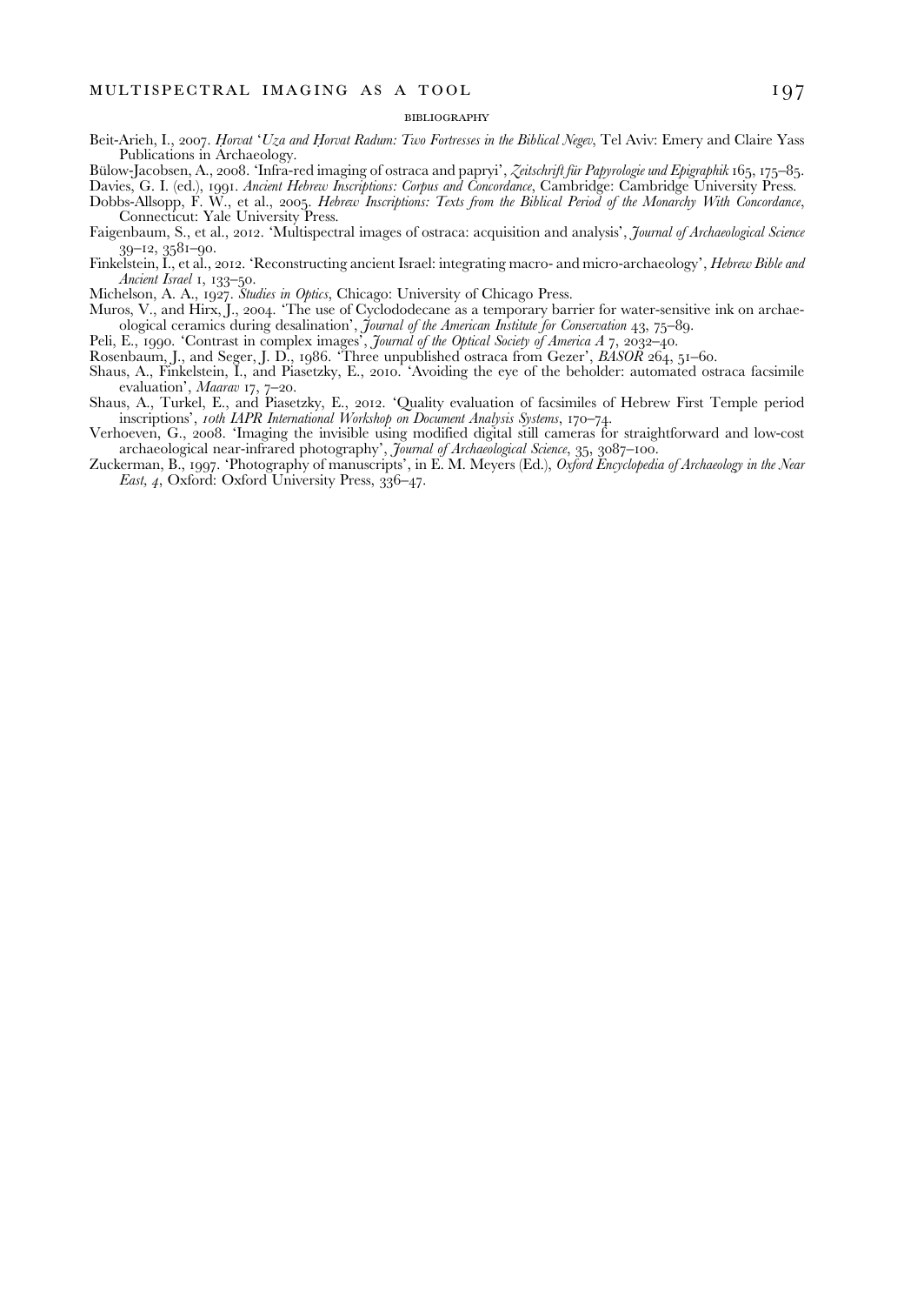## BIBLIOGRAPHY

Beit-Arieh, I., 2007. *Horvat 'Uza and Horvat Radum: Two Fortresses in the Biblical Negev*, Tel Aviv: Emery and Claire Yass Publications in Archaeology.

Bülow-Jacobsen, A., 2008. 'Infra-red imaging of ostraca and papryi', *Zeitschrift für Papyrologie und Epigraphik* 165, 175–85.

Davies, G. I. (ed.), 1991. *Ancient Hebrew Inscriptions: Corpus and Concordance*, Cambridge: Cambridge University Press.

Dobbs-Allsopp, F. W., et al., 2005. *Hebrew Inscriptions: Texts from the Biblical Period of the Monarchy With Concordance*, Connecticut: Yale University Press.

Faigenbaum, S., et al., 2012. 'Multispectral images of ostraca: acquisition and analysis', *Journal of Archaeological Science* 39–12, 3581–90.

Finkelstein, I., et al., 2012. 'Reconstructing ancient Israel: integrating macro- and micro-archaeology', *Hebrew Bible and Ancient Israel* 1, 133–50.

Michelson, A. A., 1927. *Studies in Optics*, Chicago: University of Chicago Press.

Muros, V., and Hirx, J., 2004. 'The use of Cyclododecane as a temporary barrier for water-sensitive ink on archaeological ceramics during desalination', *Journal of the American Institute for Conservation* 43, 75–89.

Peli, E., 1990. 'Contrast in complex images', *Journal of the Optical Society of America A* 7, 2032–40.

Rosenbaum, J., and Seger, J. D., 1986. 'Three unpublished ostraca from Gezer', *BASOR* 264, 51–60.

Shaus, A., Finkelstein, I., and Piasetzky, E., 2010. 'Avoiding the eye of the beholder: automated ostraca facsimile evaluation', *Maarav* 17, 7–20.

Shaus, A., Turkel, E., and Piasetzky, E., 2012. 'Quality evaluation of facsimiles of Hebrew First Temple period inscriptions', *10th IAPR International Workshop on Document Analysis Systems*, 170–74.

Verhoeven, G., 2008. 'Imaging the invisible using modified digital still cameras for straightforward and low-cost archaeological near-infrared photography', *Journal of Archaeological Science*, 35, 3087–100.

Zuckerman, B., 1997. 'Photography of manuscripts', in E. M. Meyers (Ed.), *Oxford Encyclopedia of Archaeology in the Near East, 4*, Oxford: Oxford University Press, 336–47.